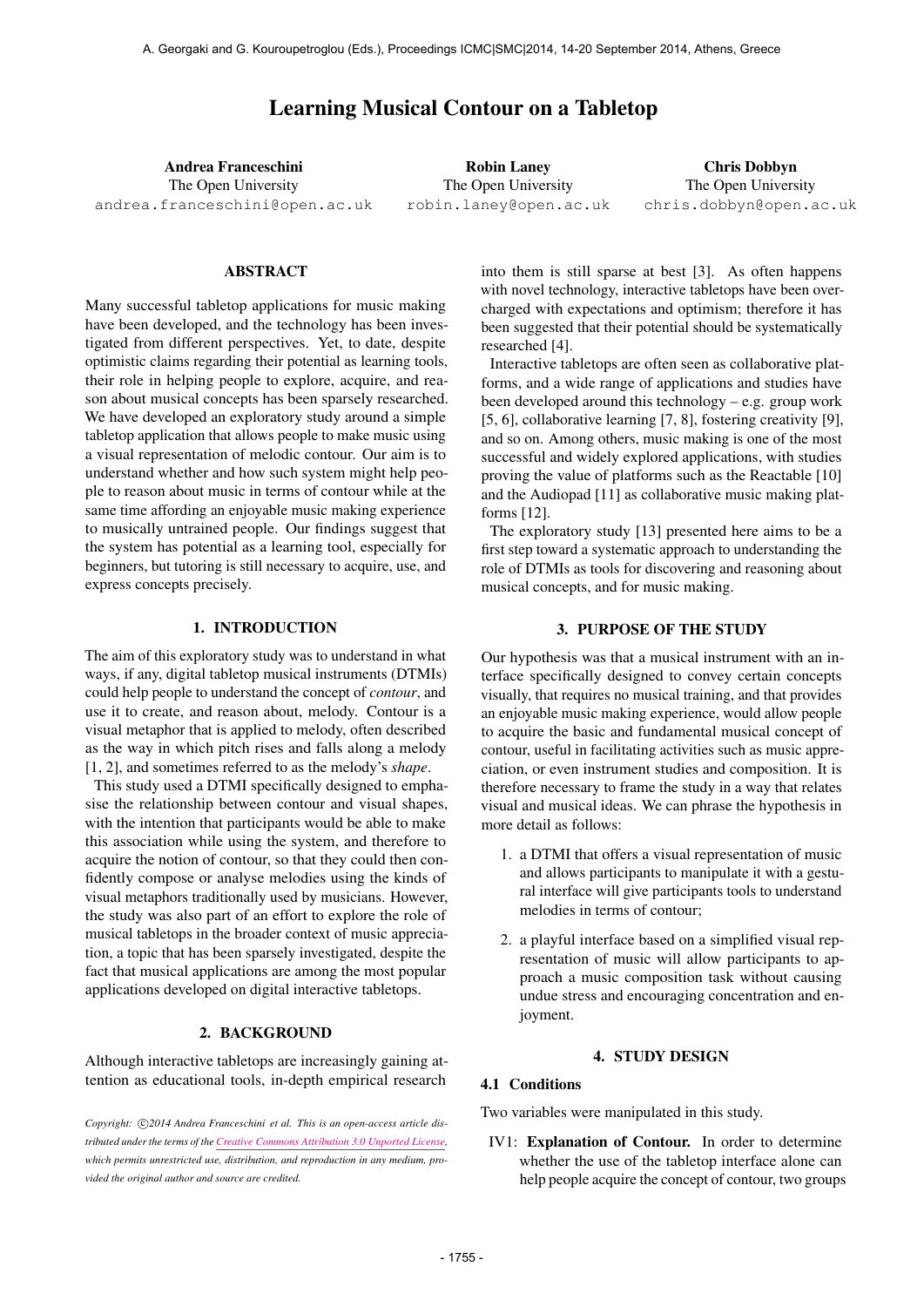# Learning Musical Contour on a Tabletop

**Andrea Franceschini**
The Open University
andrea.franceschini@open.ac.uk

**Robin Laney**
The Open University
robin.laney@open.ac.uk

**Chris Dobbyn**
The Open University
chris.dobbyn@open.ac.uk

## ABSTRACT

Many successful tabletop applications for music making have been developed, and the technology has been investigated from different perspectives. Yet, to date, despite optimistic claims regarding their potential as learning tools, their role in helping people to explore, acquire, and reason about musical concepts has been sparsely researched. We have developed an exploratory study around a simple tabletop application that allows people to make music using a visual representation of melodic contour. Our aim is to understand whether and how such system might help people to reason about music in terms of contour while at the same time affording an enjoyable music making experience to musically untrained people. Our findings suggest that the system has potential as a learning tool, especially for beginners, but tutoring is still necessary to acquire, use, and express concepts precisely.

## 1. INTRODUCTION

The aim of this exploratory study was to understand in what ways, if any, digital tabletop musical instruments (DTMIs) could help people to understand the concept of *contour*, and use it to create, and reason about, melody. Contour is a visual metaphor that is applied to melody, often described as the way in which pitch rises and falls along a melody [1, 2], and sometimes referred to as the melody's *shape*.

This study used a DTMI specifically designed to emphasise the relationship between contour and visual shapes, with the intention that participants would be able to make this association while using the system, and therefore to acquire the notion of contour, so that they could then confidently compose or analyse melodies using the kinds of visual metaphors traditionally used by musicians. However, the study was also part of an effort to explore the role of musical tabletops in the broader context of music appreciation, a topic that has been sparsely investigated, despite the fact that musical applications are among the most popular applications developed on digital interactive tabletops.

## 2. BACKGROUND

Although interactive tabletops are increasingly gaining attention as educational tools, in-depth empirical research into them is still sparse at best [3]. As often happens with novel technology, interactive tabletops have been overcharged with expectations and optimism; therefore it has been suggested that their potential should be systematically researched [4].

Interactive tabletops are often seen as collaborative platforms, and a wide range of applications and studies have been developed around this technology – e.g. group work [5, 6], collaborative learning [7, 8], fostering creativity [9], and so on. Among others, music making is one of the most successful and widely explored applications, with studies proving the value of platforms such as the Reactable [10] and the Audiopad [11] as collaborative music making platforms [12].

The exploratory study [13] presented here aims to be a first step toward a systematic approach to understanding the role of DTMIs as tools for discovering and reasoning about musical concepts, and for music making.

## 3. PURPOSE OF THE STUDY

Our hypothesis was that a musical instrument with an interface specifically designed to convey certain concepts visually, that requires no musical training, and that provides an enjoyable music making experience, would allow people to acquire the basic and fundamental musical concept of contour, useful in facilitating activities such as music appreciation, or even instrument studies and composition. It is therefore necessary to frame the study in a way that relates visual and musical ideas. We can phrase the hypothesis in more detail as follows:

1. a DTMI that offers a visual representation of music and allows participants to manipulate it with a gestural interface will give participants tools to understand melodies in terms of contour;
2. a playful interface based on a simplified visual representation of music will allow participants to approach a music composition task without causing undue stress and encouraging concentration and enjoyment.

## 4. STUDY DESIGN

### 4.1 Conditions

Two variables were manipulated in this study.

IV1: **Explanation of Contour.** In order to determine whether the use of the tabletop interface alone can help people acquire the concept of contour, two groups

*Copyright: ©2014 Andrea Franceschini et al. This is an open-access article distributed under the terms of the Creative Commons Attribution 3.0 Unported License, which permits unrestricted use, distribution, and reproduction in any medium, provided the original author and source are credited.*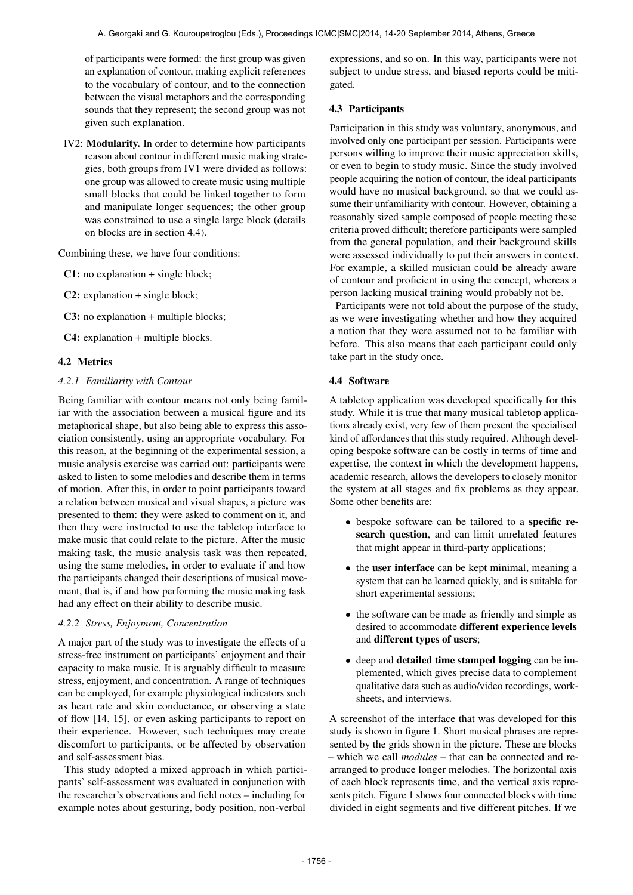of participants were formed: the first group was given an explanation of contour, making explicit references to the vocabulary of contour, and to the connection between the visual metaphors and the corresponding sounds that they represent; the second group was not given such explanation.

IV2: **Modularity.** In order to determine how participants reason about contour in different music making strategies, both groups from IV1 were divided as follows: one group was allowed to create music using multiple small blocks that could be linked together to form and manipulate longer sequences; the other group was constrained to use a single large block (details on blocks are in section 4.4).

Combining these, we have four conditions:

**C1:** no explanation + single block;

**C2:** explanation + single block;

**C3:** no explanation + multiple blocks;

**C4:** explanation + multiple blocks.

### 4.2 Metrics

#### *4.2.1 Familiarity with Contour*

Being familiar with contour means not only being familiar with the association between a musical figure and its metaphorical shape, but also being able to express this association consistently, using an appropriate vocabulary. For this reason, at the beginning of the experimental session, a music analysis exercise was carried out: participants were asked to listen to some melodies and describe them in terms of motion. After this, in order to point participants toward a relation between musical and visual shapes, a picture was presented to them: they were asked to comment on it, and then they were instructed to use the tabletop interface to make music that could relate to the picture. After the music making task, the music analysis task was then repeated, using the same melodies, in order to evaluate if and how the participants changed their descriptions of musical movement, that is, if and how performing the music making task had any effect on their ability to describe music.

#### *4.2.2 Stress, Enjoyment, Concentration*

A major part of the study was to investigate the effects of a stress-free instrument on participants' enjoyment and their capacity to make music. It is arguably difficult to measure stress, enjoyment, and concentration. A range of techniques can be employed, for example physiological indicators such as heart rate and skin conductance, or observing a state of flow [14, 15], or even asking participants to report on their experience. However, such techniques may create discomfort to participants, or be affected by observation and self-assessment bias.

This study adopted a mixed approach in which participants' self-assessment was evaluated in conjunction with the researcher's observations and field notes – including for example notes about gesturing, body position, non-verbal expressions, and so on. In this way, participants were not subject to undue stress, and biased reports could be mitigated.

### 4.3 Participants

Participation in this study was voluntary, anonymous, and involved only one participant per session. Participants were persons willing to improve their music appreciation skills, or even to begin to study music. Since the study involved people acquiring the notion of contour, the ideal participants would have no musical background, so that we could assume their unfamiliarity with contour. However, obtaining a reasonably sized sample composed of people meeting these criteria proved difficult; therefore participants were sampled from the general population, and their background skills were assessed individually to put their answers in context. For example, a skilled musician could be already aware of contour and proficient in using the concept, whereas a person lacking musical training would probably not be.

Participants were not told about the purpose of the study, as we were investigating whether and how they acquired a notion that they were assumed not to be familiar with before. This also means that each participant could only take part in the study once.

### 4.4 Software

A tabletop application was developed specifically for this study. While it is true that many musical tabletop applications already exist, very few of them present the specialised kind of affordances that this study required. Although developing bespoke software can be costly in terms of time and expertise, the context in which the development happens, academic research, allows the developers to closely monitor the system at all stages and fix problems as they appear. Some other benefits are:

- bespoke software can be tailored to a **specific research question**, and can limit unrelated features that might appear in third-party applications;
- the **user interface** can be kept minimal, meaning a system that can be learned quickly, and is suitable for short experimental sessions;
- the software can be made as friendly and simple as desired to accommodate **different experience levels** and **different types of users**;
- deep and **detailed time stamped logging** can be implemented, which gives precise data to complement qualitative data such as audio/video recordings, worksheets, and interviews.

A screenshot of the interface that was developed for this study is shown in figure 1. Short musical phrases are represented by the grids shown in the picture. These are blocks – which we call *modules* – that can be connected and rearranged to produce longer melodies. The horizontal axis of each block represents time, and the vertical axis represents pitch. Figure 1 shows four connected blocks with time divided in eight segments and five different pitches. If we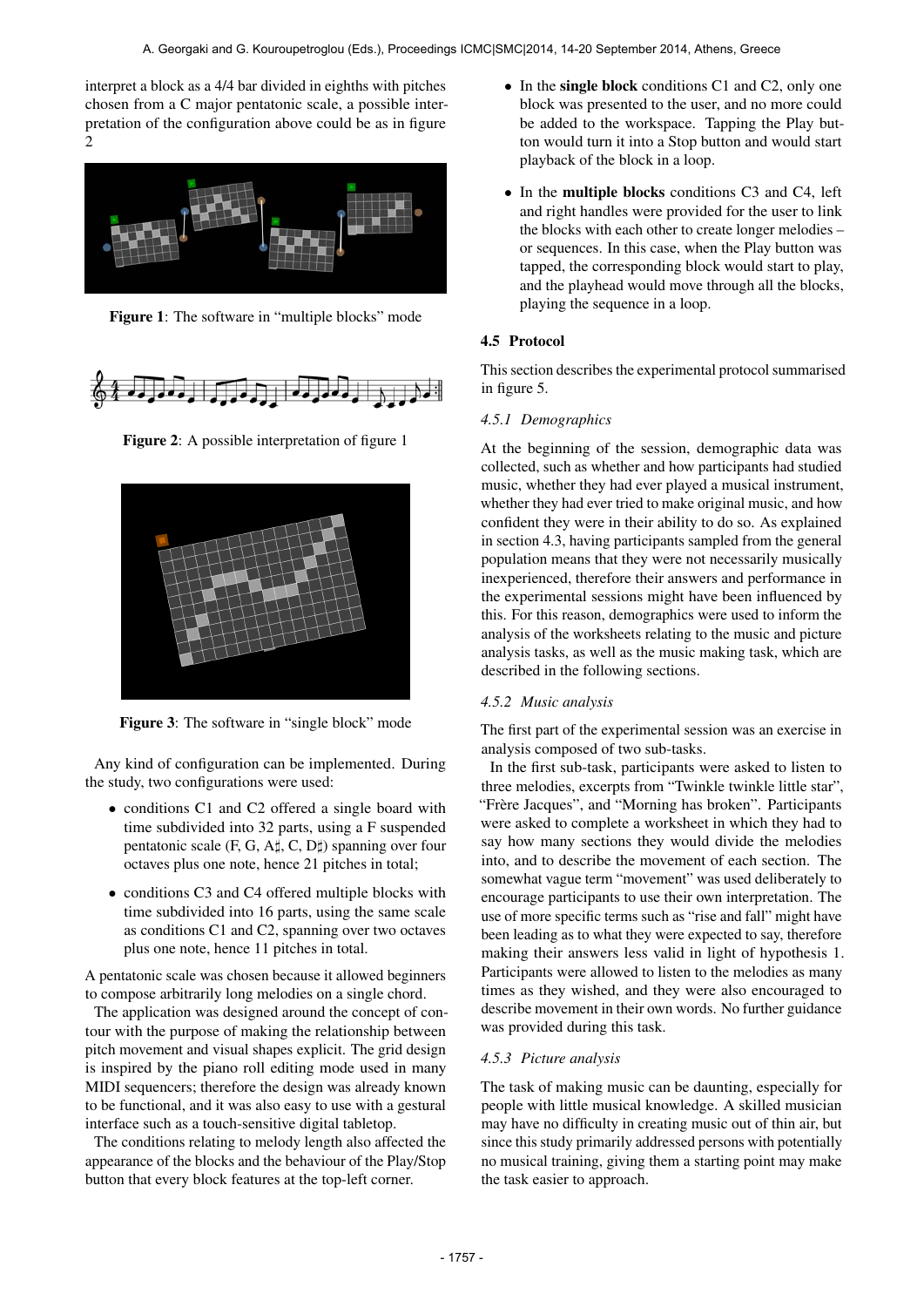interpret a block as a 4/4 bar divided in eighths with pitches chosen from a C major pentatonic scale, a possible interpretation of the configuration above could be as in figure 2

**Figure 1**: The software in "multiple blocks" mode

**Figure 2**: A possible interpretation of figure 1

**Figure 3**: The software in "single block" mode

Any kind of configuration can be implemented. During the study, two configurations were used:

- conditions C1 and C2 offered a single board with time subdivided into 32 parts, using a F suspended pentatonic scale (F, G, A♯, C, D♯) spanning over four octaves plus one note, hence 21 pitches in total;
- conditions C3 and C4 offered multiple blocks with time subdivided into 16 parts, using the same scale as conditions C1 and C2, spanning over two octaves plus one note, hence 11 pitches in total.

A pentatonic scale was chosen because it allowed beginners to compose arbitrarily long melodies on a single chord.

The application was designed around the concept of contour with the purpose of making the relationship between pitch movement and visual shapes explicit. The grid design is inspired by the piano roll editing mode used in many MIDI sequencers; therefore the design was already known to be functional, and it was also easy to use with a gestural interface such as a touch-sensitive digital tabletop.

The conditions relating to melody length also affected the appearance of the blocks and the behaviour of the Play/Stop button that every block features at the top-left corner.

- In the **single block** conditions C1 and C2, only one block was presented to the user, and no more could be added to the workspace. Tapping the Play button would turn it into a Stop button and would start playback of the block in a loop.
- In the **multiple blocks** conditions C3 and C4, left and right handles were provided for the user to link the blocks with each other to create longer melodies – or sequences. In this case, when the Play button was tapped, the corresponding block would start to play, and the playhead would move through all the blocks, playing the sequence in a loop.

### 4.5 Protocol

This section describes the experimental protocol summarised in figure 5.

#### 4.5.1 Demographics

At the beginning of the session, demographic data was collected, such as whether and how participants had studied music, whether they had ever played a musical instrument, whether they had ever tried to make original music, and how confident they were in their ability to do so. As explained in section 4.3, having participants sampled from the general population means that they were not necessarily musically inexperienced, therefore their answers and performance in the experimental sessions might have been influenced by this. For this reason, demographics were used to inform the analysis of the worksheets relating to the music and picture analysis tasks, as well as the music making task, which are described in the following sections.

#### 4.5.2 Music analysis

The first part of the experimental session was an exercise in analysis composed of two sub-tasks.

In the first sub-task, participants were asked to listen to three melodies, excerpts from "Twinkle twinkle little star", "Frère Jacques", and "Morning has broken". Participants were asked to complete a worksheet in which they had to say how many sections they would divide the melodies into, and to describe the movement of each section. The somewhat vague term "movement" was used deliberately to encourage participants to use their own interpretation. The use of more specific terms such as "rise and fall" might have been leading as to what they were expected to say, therefore making their answers less valid in light of hypothesis 1. Participants were allowed to listen to the melodies as many times as they wished, and they were also encouraged to describe movement in their own words. No further guidance was provided during this task.

#### 4.5.3 Picture analysis

The task of making music can be daunting, especially for people with little musical knowledge. A skilled musician may have no difficulty in creating music out of thin air, but since this study primarily addressed persons with potentially no musical training, giving them a starting point may make the task easier to approach.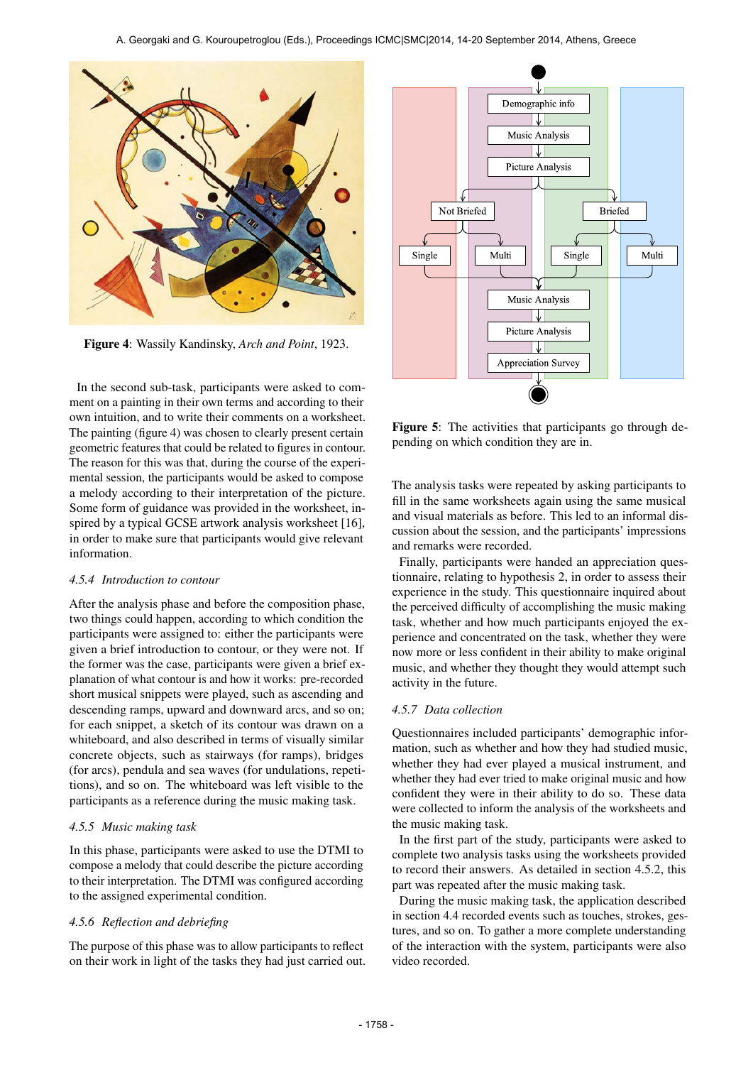Figure 4: Wassily Kandinsky, *Arch and Point*, 1923.

In the second sub-task, participants were asked to comment on a painting in their own terms and according to their own intuition, and to write their comments on a worksheet. The painting (figure 4) was chosen to clearly present certain geometric features that could be related to figures in contour. The reason for this was that, during the course of the experimental session, the participants would be asked to compose a melody according to their interpretation of the picture. Some form of guidance was provided in the worksheet, inspired by a typical GCSE artwork analysis worksheet [16], in order to make sure that participants would give relevant information.

### 4.5.4 Introduction to contour

After the analysis phase and before the composition phase, two things could happen, according to which condition the participants were assigned to: either the participants were given a brief introduction to contour, or they were not. If the former was the case, participants were given a brief explanation of what contour is and how it works: pre-recorded short musical snippets were played, such as ascending and descending ramps, upward and downward arcs, and so on; for each snippet, a sketch of its contour was drawn on a whiteboard, and also described in terms of visually similar concrete objects, such as stairways (for ramps), bridges (for arcs), pendula and sea waves (for undulations, repetitions), and so on. The whiteboard was left visible to the participants as a reference during the music making task.

### 4.5.5 Music making task

In this phase, participants were asked to use the DTMI to compose a melody that could describe the picture according to their interpretation. The DTMI was configured according to the assigned experimental condition.

### 4.5.6 Reflection and debriefing

The purpose of this phase was to allow participants to reflect on their work in light of the tasks they had just carried out.

Figure 5: The activities that participants go through depending on which condition they are in.

The analysis tasks were repeated by asking participants to fill in the same worksheets again using the same musical and visual materials as before. This led to an informal discussion about the session, and the participants' impressions and remarks were recorded.

Finally, participants were handed an appreciation questionnaire, relating to hypothesis 2, in order to assess their experience in the study. This questionnaire inquired about the perceived difficulty of accomplishing the music making task, whether and how much participants enjoyed the experience and concentrated on the task, whether they were now more or less confident in their ability to make original music, and whether they thought they would attempt such activity in the future.

### 4.5.7 Data collection

Questionnaires included participants' demographic information, such as whether and how they had studied music, whether they had ever played a musical instrument, and whether they had ever tried to make original music and how confident they were in their ability to do so. These data were collected to inform the analysis of the worksheets and the music making task.

In the first part of the study, participants were asked to complete two analysis tasks using the worksheets provided to record their answers. As detailed in section 4.5.2, this part was repeated after the music making task.

During the music making task, the application described in section 4.4 recorded events such as touches, strokes, gestures, and so on. To gather a more complete understanding of the interaction with the system, participants were also video recorded.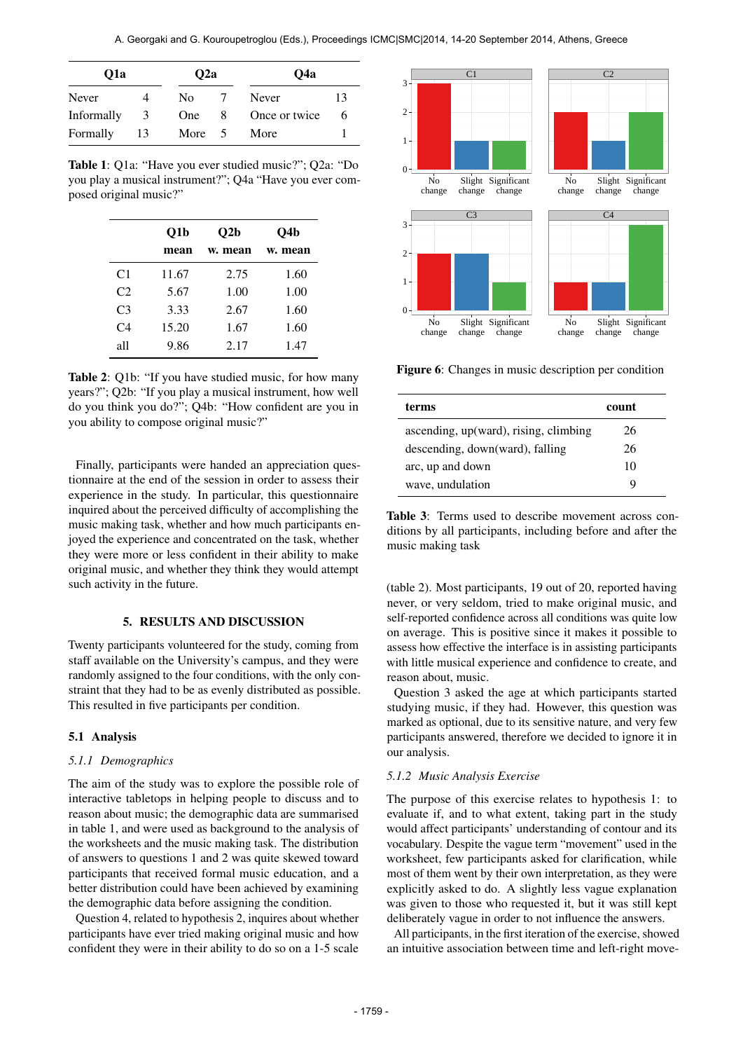| Q1a | | Q2a | | Q4a | |
|---|---|---|---|---|---|
| Never | 4 | No | 7 | Never | 13 |
| Informally | 3 | One | 8 | Once or twice | 6 |
| Formally | 13 | More | 5 | More | 1 |

**Table 1**: Q1a: "Have you ever studied music?"; Q2a: "Do you play a musical instrument?"; Q4a "Have you ever composed original music?"

| | Q1b mean | Q2b w. mean | Q4b w. mean |
|---|---|---|---|
| C1 | 11.67 | 2.75 | 1.60 |
| C2 | 5.67 | 1.00 | 1.00 |
| C3 | 3.33 | 2.67 | 1.60 |
| C4 | 15.20 | 1.67 | 1.60 |
| all | 9.86 | 2.17 | 1.47 |

**Table 2**: Q1b: "If you have studied music, for how many years?"; Q2b: "If you play a musical instrument, how well do you think you do?"; Q4b: "How confident are you in you ability to compose original music?"

Finally, participants were handed an appreciation questionnaire at the end of the session in order to assess their experience in the study. In particular, this questionnaire inquired about the perceived difficulty of accomplishing the music making task, whether and how much participants enjoyed the experience and concentrated on the task, whether they were more or less confident in their ability to make original music, and whether they think they would attempt such activity in the future.

## 5. RESULTS AND DISCUSSION

Twenty participants volunteered for the study, coming from staff available on the University's campus, and they were randomly assigned to the four conditions, with the only constraint that they had to be as evenly distributed as possible. This resulted in five participants per condition.

### 5.1 Analysis

#### *5.1.1 Demographics*

The aim of the study was to explore the possible role of interactive tabletops in helping people to discuss and to reason about music; the demographic data are summarised in table 1, and were used as background to the analysis of the worksheets and the music making task. The distribution of answers to questions 1 and 2 was quite skewed toward participants that received formal music education, and a better distribution could have been achieved by examining the demographic data before assigning the condition.

Question 4, related to hypothesis 2, inquires about whether participants have ever tried making original music and how confident they were in their ability to do so on a 1-5 scale (table 2). Most participants, 19 out of 20, reported having never, or very seldom, tried to make original music, and self-reported confidence across all conditions was quite low on average. This is positive since it makes it possible to assess how effective the interface is in assisting participants with little musical experience and confidence to create, and reason about, music.

Question 3 asked the age at which participants started studying music, if they had. However, this question was marked as optional, due to its sensitive nature, and very few participants answered, therefore we decided to ignore it in our analysis.

**Figure 6**: Changes in music description per condition

| terms | count |
|---|---|
| ascending, up(ward), rising, climbing | 26 |
| descending, down(ward), falling | 26 |
| arc, up and down | 10 |
| wave, undulation | 9 |

**Table 3**: Terms used to describe movement across conditions by all participants, including before and after the music making task

#### *5.1.2 Music Analysis Exercise*

The purpose of this exercise relates to hypothesis 1: to evaluate if, and to what extent, taking part in the study would affect participants' understanding of contour and its vocabulary. Despite the vague term "movement" used in the worksheet, few participants asked for clarification, while most of them went by their own interpretation, as they were explicitly asked to do. A slightly less vague explanation was given to those who requested it, but it was still kept deliberately vague in order to not influence the answers.

All participants, in the first iteration of the exercise, showed an intuitive association between time and left-right move-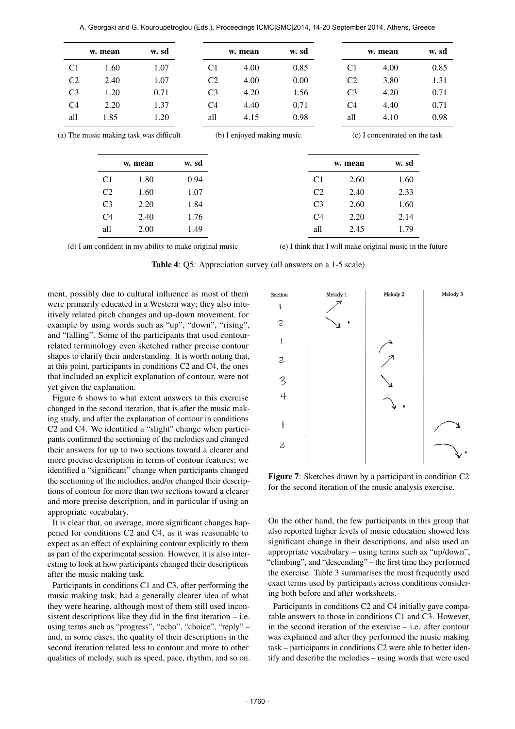| | w. mean | w. sd |
|---|---|---|
| C1 | 1.60 | 1.07 |
| C2 | 2.40 | 1.07 |
| C3 | 1.20 | 0.71 |
| C4 | 2.20 | 1.37 |
| all | 1.85 | 1.20 |

(a) The music making task was difficult

| | w. mean | w. sd |
|---|---|---|
| C1 | 4.00 | 0.85 |
| C2 | 4.00 | 0.00 |
| C3 | 4.20 | 1.56 |
| C4 | 4.40 | 0.71 |
| all | 4.15 | 0.98 |

(b) I enjoyed making music

| | w. mean | w. sd |
|---|---|---|
| C1 | 4.00 | 0.85 |
| C2 | 3.80 | 1.31 |
| C3 | 4.20 | 0.71 |
| C4 | 4.40 | 0.71 |
| all | 4.10 | 0.98 |

(c) I concentrated on the task

| | w. mean | w. sd |
|---|---|---|
| C1 | 1.80 | 0.94 |
| C2 | 1.60 | 1.07 |
| C3 | 2.20 | 1.84 |
| C4 | 2.40 | 1.76 |
| all | 2.00 | 1.49 |

(d) I am confident in my ability to make original music

| | w. mean | w. sd |
|---|---|---|
| C1 | 2.60 | 1.60 |
| C2 | 2.40 | 2.33 |
| C3 | 2.60 | 1.60 |
| C4 | 2.20 | 2.14 |
| all | 2.45 | 1.79 |

(e) I think that I will make original music in the future

**Table 4**: Q5: Appreciation survey (all answers on a 1-5 scale)

ment, possibly due to cultural influence as most of them were primarily educated in a Western way; they also intuitively related pitch changes and up-down movement, for example by using words such as "up", "down", "rising", and "falling". Some of the participants that used contour-related terminology even sketched rather precise contour shapes to clarify their understanding. It is worth noting that, at this point, participants in conditions C2 and C4, the ones that included an explicit explanation of contour, were not yet given the explanation.

Figure 6 shows to what extent answers to this exercise changed in the second iteration, that is after the music making study, and after the explanation of contour in conditions C2 and C4. We identified a "slight" change when participants confirmed the sectioning of the melodies and changed their answers for up to two sections toward a clearer and more precise description in terms of contour features; we identified a "significant" change when participants changed the sectioning of the melodies, and/or changed their descriptions of contour for more than two sections toward a clearer and more precise description, and in particular if using an appropriate vocabulary.

It is clear that, on average, more significant changes happened for conditions C2 and C4, as it was reasonable to expect as an effect of explaining contour explicitly to them as part of the experimental session. However, it is also interesting to look at how participants changed their descriptions after the music making task.

Participants in conditions C1 and C3, after performing the music making task, had a generally clearer idea of what they were hearing, although most of them still used inconsistent descriptions like they did in the first iteration – i.e. using terms such as "progress", "echo", "choice", "reply" – and, in some cases, the quality of their descriptions in the second iteration related less to contour and more to other qualities of melody, such as speed, pace, rhythm, and so on.

**Figure 7**: Sketches drawn by a participant in condition C2 for the second iteration of the music analysis exercise.

On the other hand, the few participants in this group that also reported higher levels of music education showed less significant change in their descriptions, and also used an appropriate vocabulary – using terms such as "up/down", "climbing", and "descending" – the first time they performed the exercise. Table 3 summarises the most frequently used exact terms used by participants across conditions considering both before and after worksheets.

Participants in conditions C2 and C4 initially gave comparable answers to those in conditions C1 and C3. However, in the second iteration of the exercise – i.e. after contour was explained and after they performed the music making task – participants in conditions C2 were able to better identify and describe the melodies – using words that were used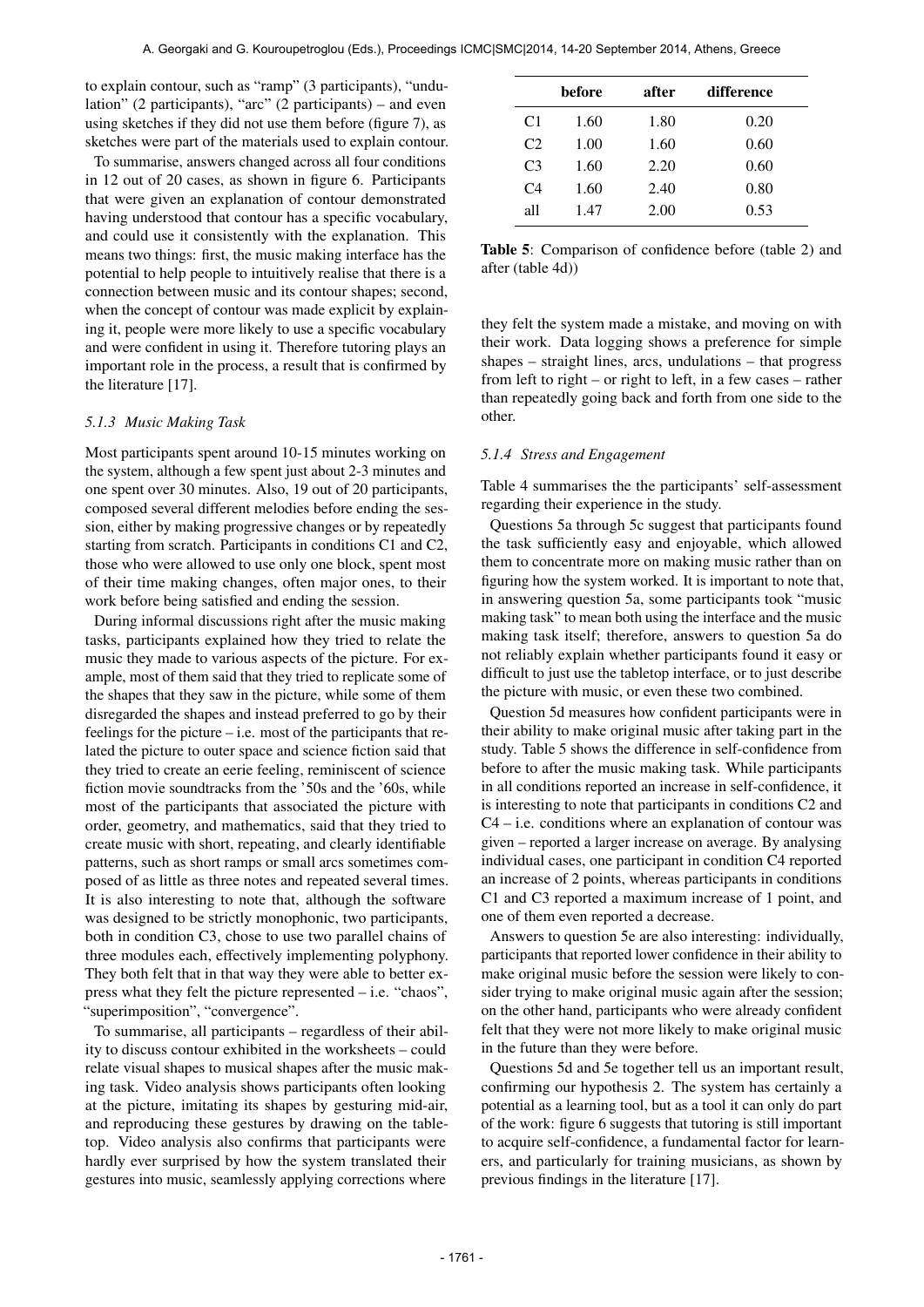to explain contour, such as "ramp" (3 participants), "undulation" (2 participants), "arc" (2 participants) – and even using sketches if they did not use them before (figure 7), as sketches were part of the materials used to explain contour.

To summarise, answers changed across all four conditions in 12 out of 20 cases, as shown in figure 6. Participants that were given an explanation of contour demonstrated having understood that contour has a specific vocabulary, and could use it consistently with the explanation. This means two things: first, the music making interface has the potential to help people to intuitively realise that there is a connection between music and its contour shapes; second, when the concept of contour was made explicit by explaining it, people were more likely to use a specific vocabulary and were confident in using it. Therefore tutoring plays an important role in the process, a result that is confirmed by the literature [17].

### *5.1.3 Music Making Task*

Most participants spent around 10-15 minutes working on the system, although a few spent just about 2-3 minutes and one spent over 30 minutes. Also, 19 out of 20 participants, composed several different melodies before ending the session, either by making progressive changes or by repeatedly starting from scratch. Participants in conditions C1 and C2, those who were allowed to use only one block, spent most of their time making changes, often major ones, to their work before being satisfied and ending the session.

During informal discussions right after the music making tasks, participants explained how they tried to relate the music they made to various aspects of the picture. For example, most of them said that they tried to replicate some of the shapes that they saw in the picture, while some of them disregarded the shapes and instead preferred to go by their feelings for the picture – i.e. most of the participants that related the picture to outer space and science fiction said that they tried to create an eerie feeling, reminiscent of science fiction movie soundtracks from the '50s and the '60s, while most of the participants that associated the picture with order, geometry, and mathematics, said that they tried to create music with short, repeating, and clearly identifiable patterns, such as short ramps or small arcs sometimes composed of as little as three notes and repeated several times. It is also interesting to note that, although the software was designed to be strictly monophonic, two participants, both in condition C3, chose to use two parallel chains of three modules each, effectively implementing polyphony. They both felt that in that way they were able to better express what they felt the picture represented – i.e. "chaos", "superimposition", "convergence".

To summarise, all participants – regardless of their ability to discuss contour exhibited in the worksheets – could relate visual shapes to musical shapes after the music making task. Video analysis shows participants often looking at the picture, imitating its shapes by gesturing mid-air, and reproducing these gestures by drawing on the tabletop. Video analysis also confirms that participants were hardly ever surprised by how the system translated their gestures into music, seamlessly applying corrections where they felt the system made a mistake, and moving on with their work. Data logging shows a preference for simple shapes – straight lines, arcs, undulations – that progress from left to right – or right to left, in a few cases – rather than repeatedly going back and forth from one side to the other.

|  | before | after | difference |
|---|---|---|---|
| C1 | 1.60 | 1.80 | 0.20 |
| C2 | 1.00 | 1.60 | 0.60 |
| C3 | 1.60 | 2.20 | 0.60 |
| C4 | 1.60 | 2.40 | 0.80 |
| all | 1.47 | 2.00 | 0.53 |

**Table 5**: Comparison of confidence before (table 2) and after (table 4d))

### *5.1.4 Stress and Engagement*

Table 4 summarises the the participants' self-assessment regarding their experience in the study.

Questions 5a through 5c suggest that participants found the task sufficiently easy and enjoyable, which allowed them to concentrate more on making music rather than on figuring how the system worked. It is important to note that, in answering question 5a, some participants took "music making task" to mean both using the interface and the music making task itself; therefore, answers to question 5a do not reliably explain whether participants found it easy or difficult to just use the tabletop interface, or to just describe the picture with music, or even these two combined.

Question 5d measures how confident participants were in their ability to make original music after taking part in the study. Table 5 shows the difference in self-confidence from before to after the music making task. While participants in all conditions reported an increase in self-confidence, it is interesting to note that participants in conditions C2 and C4 – i.e. conditions where an explanation of contour was given – reported a larger increase on average. By analysing individual cases, one participant in condition C4 reported an increase of 2 points, whereas participants in conditions C1 and C3 reported a maximum increase of 1 point, and one of them even reported a decrease.

Answers to question 5e are also interesting: individually, participants that reported lower confidence in their ability to make original music before the session were likely to consider trying to make original music again after the session; on the other hand, participants who were already confident felt that they were not more likely to make original music in the future than they were before.

Questions 5d and 5e together tell us an important result, confirming our hypothesis 2. The system has certainly a potential as a learning tool, but as a tool it can only do part of the work: figure 6 suggests that tutoring is still important to acquire self-confidence, a fundamental factor for learners, and particularly for training musicians, as shown by previous findings in the literature [17].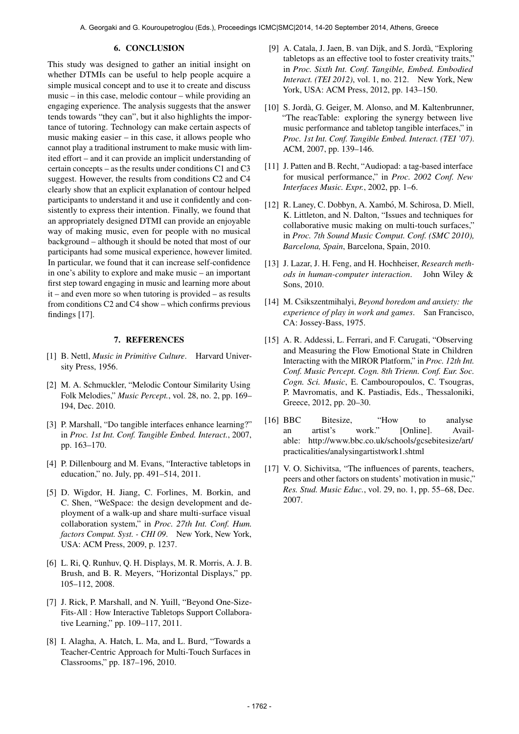## 6. CONCLUSION

This study was designed to gather an initial insight on whether DTMIs can be useful to help people acquire a simple musical concept and to use it to create and discuss music – in this case, melodic contour – while providing an engaging experience. The analysis suggests that the answer tends towards "they can", but it also highlights the importance of tutoring. Technology can make certain aspects of music making easier – in this case, it allows people who cannot play a traditional instrument to make music with limited effort – and it can provide an implicit understanding of certain concepts – as the results under conditions C1 and C3 suggest. However, the results from conditions C2 and C4 clearly show that an explicit explanation of contour helped participants to understand it and use it confidently and consistently to express their intention. Finally, we found that an appropriately designed DTMI can provide an enjoyable way of making music, even for people with no musical background – although it should be noted that most of our participants had some musical experience, however limited. In particular, we found that it can increase self-confidence in one's ability to explore and make music – an important first step toward engaging in music and learning more about it – and even more so when tutoring is provided – as results from conditions C2 and C4 show – which confirms previous findings [17].

## 7. REFERENCES

[1] B. Nettl, *Music in Primitive Culture*. Harvard University Press, 1956.

[2] M. A. Schmuckler, "Melodic Contour Similarity Using Folk Melodies," *Music Percept.*, vol. 28, no. 2, pp. 169–194, Dec. 2010.

[3] P. Marshall, "Do tangible interfaces enhance learning?" in *Proc. 1st Int. Conf. Tangible Embed. Interact.*, 2007, pp. 163–170.

[4] P. Dillenbourg and M. Evans, "Interactive tabletops in education," no. July, pp. 491–514, 2011.

[5] D. Wigdor, H. Jiang, C. Forlines, M. Borkin, and C. Shen, "WeSpace: the design development and deployment of a walk-up and share multi-surface visual collaboration system," in *Proc. 27th Int. Conf. Hum. factors Comput. Syst. - CHI 09*. New York, New York, USA: ACM Press, 2009, p. 1237.

[6] L. Ri, Q. Runhuv, Q. H. Displays, M. R. Morris, A. J. B. Brush, and B. R. Meyers, "Horizontal Displays," pp. 105–112, 2008.

[7] J. Rick, P. Marshall, and N. Yuill, "Beyond One-Size-Fits-All : How Interactive Tabletops Support Collaborative Learning," pp. 109–117, 2011.

[8] I. Alagha, A. Hatch, L. Ma, and L. Burd, "Towards a Teacher-Centric Approach for Multi-Touch Surfaces in Classrooms," pp. 187–196, 2010.

[9] A. Catala, J. Jaen, B. van Dijk, and S. Jordà, "Exploring tabletops as an effective tool to foster creativity traits," in *Proc. Sixth Int. Conf. Tangible, Embed. Embodied Interact. (TEI 2012)*, vol. 1, no. 212. New York, New York, USA: ACM Press, 2012, pp. 143–150.

[10] S. Jordà, G. Geiger, M. Alonso, and M. Kaltenbrunner, "The reacTable: exploring the synergy between live music performance and tabletop tangible interfaces," in *Proc. 1st Int. Conf. Tangible Embed. Interact. (TEI '07)*. ACM, 2007, pp. 139–146.

[11] J. Patten and B. Recht, "Audiopad: a tag-based interface for musical performance," in *Proc. 2002 Conf. New Interfaces Music. Expr.*, 2002, pp. 1–6.

[12] R. Laney, C. Dobbyn, A. Xambó, M. Schirosa, D. Miell, K. Littleton, and N. Dalton, "Issues and techniques for collaborative music making on multi-touch surfaces," in *Proc. 7th Sound Music Comput. Conf. (SMC 2010), Barcelona, Spain*, Barcelona, Spain, 2010.

[13] J. Lazar, J. H. Feng, and H. Hochheiser, *Research methods in human-computer interaction*. John Wiley & Sons, 2010.

[14] M. Csikszentmihalyi, *Beyond boredom and anxiety: the experience of play in work and games*. San Francisco, CA: Jossey-Bass, 1975.

[15] A. R. Addessi, L. Ferrari, and F. Carugati, "Observing and Measuring the Flow Emotional State in Children Interacting with the MIROR Platform," in *Proc. 12th Int. Conf. Music Percept. Cogn. 8th Trienn. Conf. Eur. Soc. Cogn. Sci. Music*, E. Cambouropoulos, C. Tsougras, P. Mavromatis, and K. Pastiadis, Eds., Thessaloniki, Greece, 2012, pp. 20–30.

[16] BBC Bitesize, "How to analyse an artist's work." [Online]. Available: http://www.bbc.co.uk/schools/gcsebitesize/art/practicalities/analysingartistwork1.shtml

[17] V. O. Sichivitsa, "The influences of parents, teachers, peers and other factors on students' motivation in music," *Res. Stud. Music Educ.*, vol. 29, no. 1, pp. 55–68, Dec. 2007.